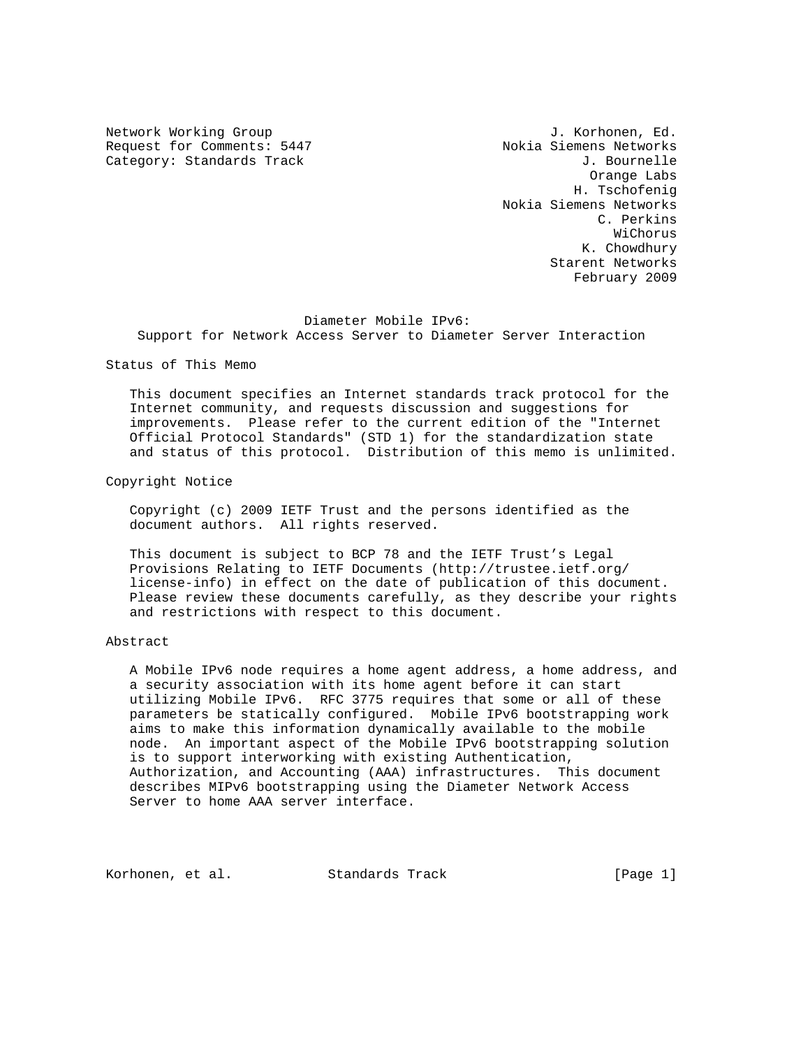Network Working Group J. Korhonen, Ed.
Request for Comments: 5447 Nokia Siemens Networks
Category: Standards Track J. Bournelle
Orange Labs
H. Tschofenig
Nokia Siemens Networks
C. Perkins
WiChorus
K. Chowdhury
Starent Networks
February 2009

# Diameter Mobile IPv6: Support for Network Access Server to Diameter Server Interaction

## Status of This Memo

This document specifies an Internet standards track protocol for the Internet community, and requests discussion and suggestions for improvements. Please refer to the current edition of the "Internet Official Protocol Standards" (STD 1) for the standardization state and status of this protocol. Distribution of this memo is unlimited.

## Copyright Notice

Copyright (c) 2009 IETF Trust and the persons identified as the document authors. All rights reserved.

This document is subject to BCP 78 and the IETF Trust's Legal Provisions Relating to IETF Documents (http://trustee.ietf.org/license-info) in effect on the date of publication of this document. Please review these documents carefully, as they describe your rights and restrictions with respect to this document.

## Abstract

A Mobile IPv6 node requires a home agent address, a home address, and a security association with its home agent before it can start utilizing Mobile IPv6. RFC 3775 requires that some or all of these parameters be statically configured. Mobile IPv6 bootstrapping work aims to make this information dynamically available to the mobile node. An important aspect of the Mobile IPv6 bootstrapping solution is to support interworking with existing Authentication, Authorization, and Accounting (AAA) infrastructures. This document describes MIPv6 bootstrapping using the Diameter Network Access Server to home AAA server interface.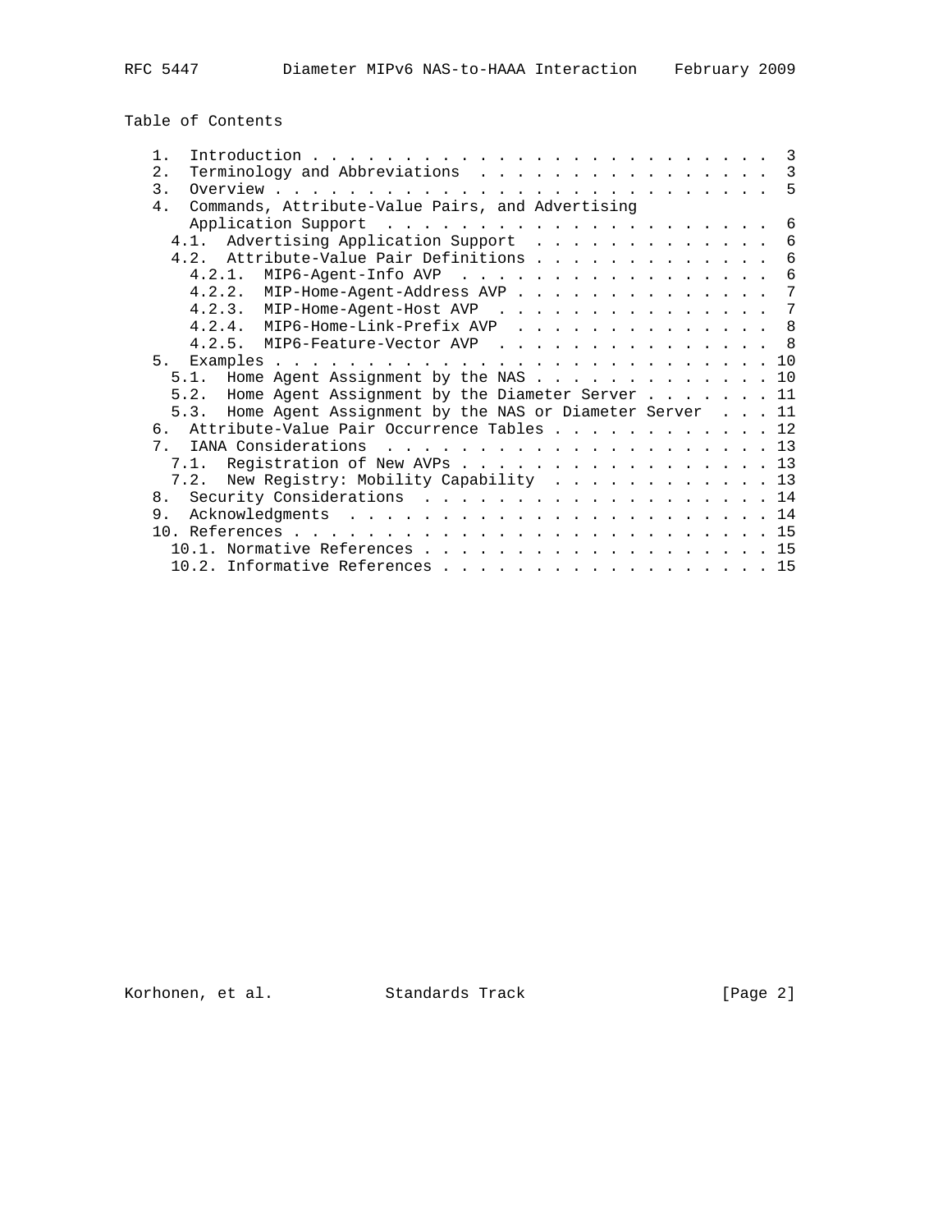Table of Contents

```
   1.  Introduction . . . . . . . . . . . . . . . . . . . . . . . . .  3
   2.  Terminology and Abbreviations  . . . . . . . . . . . . . . . .  3
   3.  Overview . . . . . . . . . . . . . . . . . . . . . . . . . . .  5
   4.  Commands, Attribute-Value Pairs, and Advertising
       Application Support  . . . . . . . . . . . . . . . . . . . . .  6
     4.1.  Advertising Application Support  . . . . . . . . . . . . .  6
     4.2.  Attribute-Value Pair Definitions . . . . . . . . . . . . .  6
       4.2.1.  MIP6-Agent-Info AVP  . . . . . . . . . . . . . . . . .  6
       4.2.2.  MIP-Home-Agent-Address AVP . . . . . . . . . . . . . .  7
       4.2.3.  MIP-Home-Agent-Host AVP  . . . . . . . . . . . . . . .  7
       4.2.4.  MIP6-Home-Link-Prefix AVP  . . . . . . . . . . . . . .  8
       4.2.5.  MIP6-Feature-Vector AVP  . . . . . . . . . . . . . . .  8
   5.  Examples . . . . . . . . . . . . . . . . . . . . . . . . . . . 10
     5.1.  Home Agent Assignment by the NAS . . . . . . . . . . . . . 10
     5.2.  Home Agent Assignment by the Diameter Server . . . . . . . 11
     5.3.  Home Agent Assignment by the NAS or Diameter Server  . . . 11
   6.  Attribute-Value Pair Occurrence Tables . . . . . . . . . . . . 12
   7.  IANA Considerations  . . . . . . . . . . . . . . . . . . . . . 13
     7.1.  Registration of New AVPs . . . . . . . . . . . . . . . . . 13
     7.2.  New Registry: Mobility Capability  . . . . . . . . . . . . 13
   8.  Security Considerations  . . . . . . . . . . . . . . . . . . . 14
   9.  Acknowledgments  . . . . . . . . . . . . . . . . . . . . . . . 14
   10. References . . . . . . . . . . . . . . . . . . . . . . . . . . 15
     10.1. Normative References . . . . . . . . . . . . . . . . . . . 15
     10.2. Informative References . . . . . . . . . . . . . . . . . . 15
```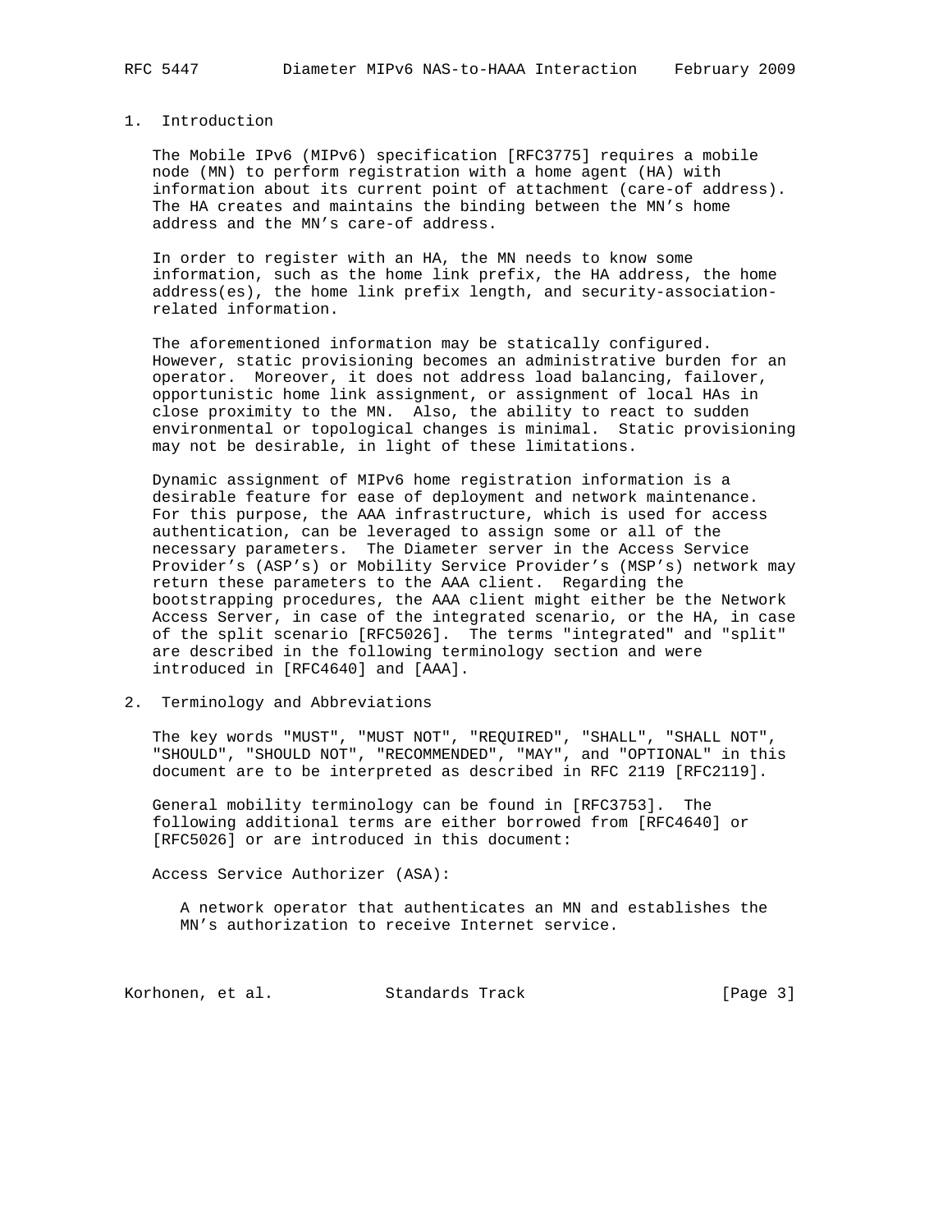## 1. Introduction

The Mobile IPv6 (MIPv6) specification [RFC3775] requires a mobile node (MN) to perform registration with a home agent (HA) with information about its current point of attachment (care-of address). The HA creates and maintains the binding between the MN's home address and the MN's care-of address.

In order to register with an HA, the MN needs to know some information, such as the home link prefix, the HA address, the home address(es), the home link prefix length, and security-association-related information.

The aforementioned information may be statically configured. However, static provisioning becomes an administrative burden for an operator. Moreover, it does not address load balancing, failover, opportunistic home link assignment, or assignment of local HAs in close proximity to the MN. Also, the ability to react to sudden environmental or topological changes is minimal. Static provisioning may not be desirable, in light of these limitations.

Dynamic assignment of MIPv6 home registration information is a desirable feature for ease of deployment and network maintenance. For this purpose, the AAA infrastructure, which is used for access authentication, can be leveraged to assign some or all of the necessary parameters. The Diameter server in the Access Service Provider's (ASP's) or Mobility Service Provider's (MSP's) network may return these parameters to the AAA client. Regarding the bootstrapping procedures, the AAA client might either be the Network Access Server, in case of the integrated scenario, or the HA, in case of the split scenario [RFC5026]. The terms "integrated" and "split" are described in the following terminology section and were introduced in [RFC4640] and [AAA].

## 2. Terminology and Abbreviations

The key words "MUST", "MUST NOT", "REQUIRED", "SHALL", "SHALL NOT", "SHOULD", "SHOULD NOT", "RECOMMENDED", "MAY", and "OPTIONAL" in this document are to be interpreted as described in RFC 2119 [RFC2119].

General mobility terminology can be found in [RFC3753]. The following additional terms are either borrowed from [RFC4640] or [RFC5026] or are introduced in this document:

Access Service Authorizer (ASA):

A network operator that authenticates an MN and establishes the MN's authorization to receive Internet service.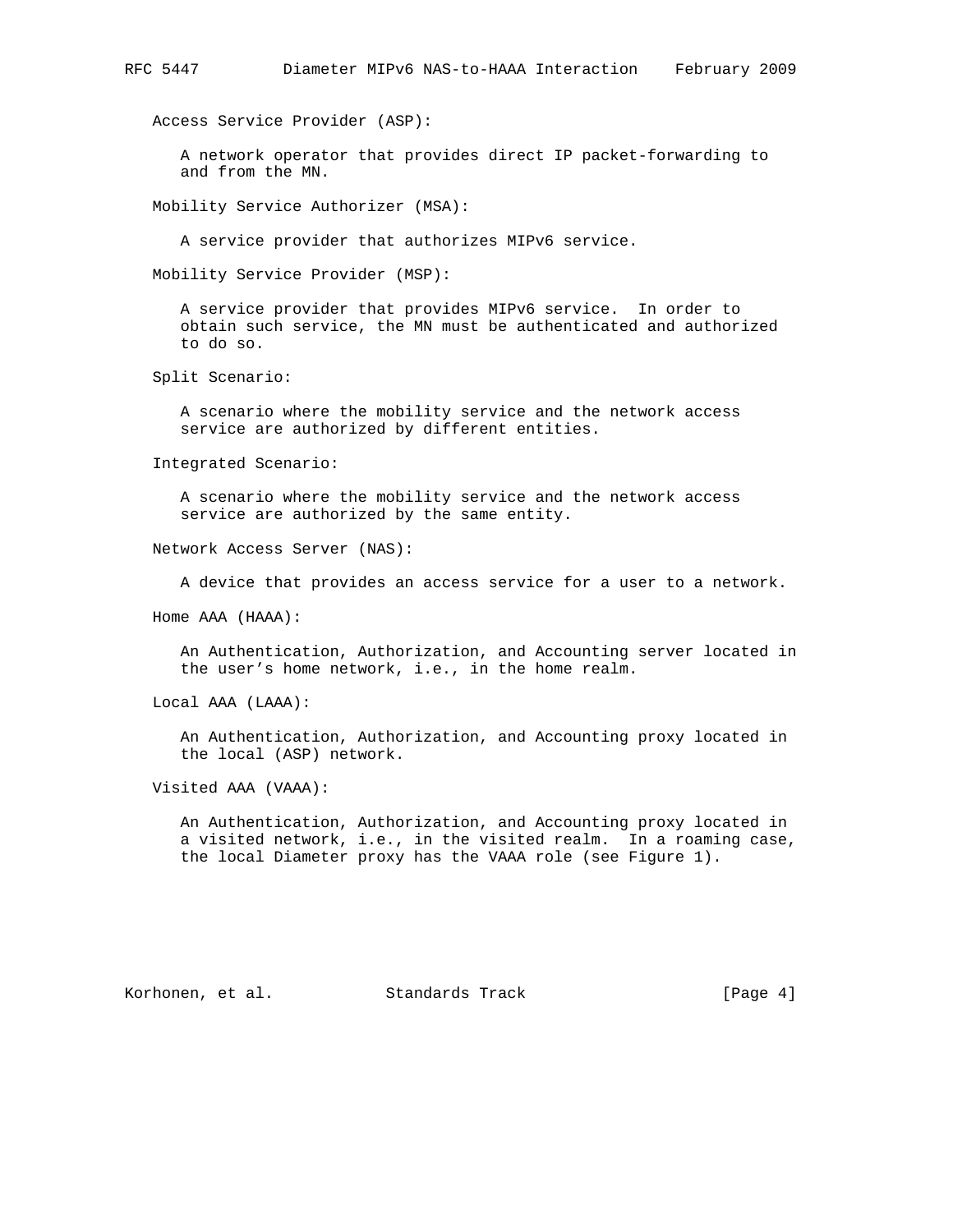Access Service Provider (ASP):

A network operator that provides direct IP packet-forwarding to and from the MN.

Mobility Service Authorizer (MSA):

A service provider that authorizes MIPv6 service.

Mobility Service Provider (MSP):

A service provider that provides MIPv6 service. In order to obtain such service, the MN must be authenticated and authorized to do so.

Split Scenario:

A scenario where the mobility service and the network access service are authorized by different entities.

Integrated Scenario:

A scenario where the mobility service and the network access service are authorized by the same entity.

Network Access Server (NAS):

A device that provides an access service for a user to a network.

Home AAA (HAAA):

An Authentication, Authorization, and Accounting server located in the user's home network, i.e., in the home realm.

Local AAA (LAAA):

An Authentication, Authorization, and Accounting proxy located in the local (ASP) network.

Visited AAA (VAAA):

An Authentication, Authorization, and Accounting proxy located in a visited network, i.e., in the visited realm. In a roaming case, the local Diameter proxy has the VAAA role (see Figure 1).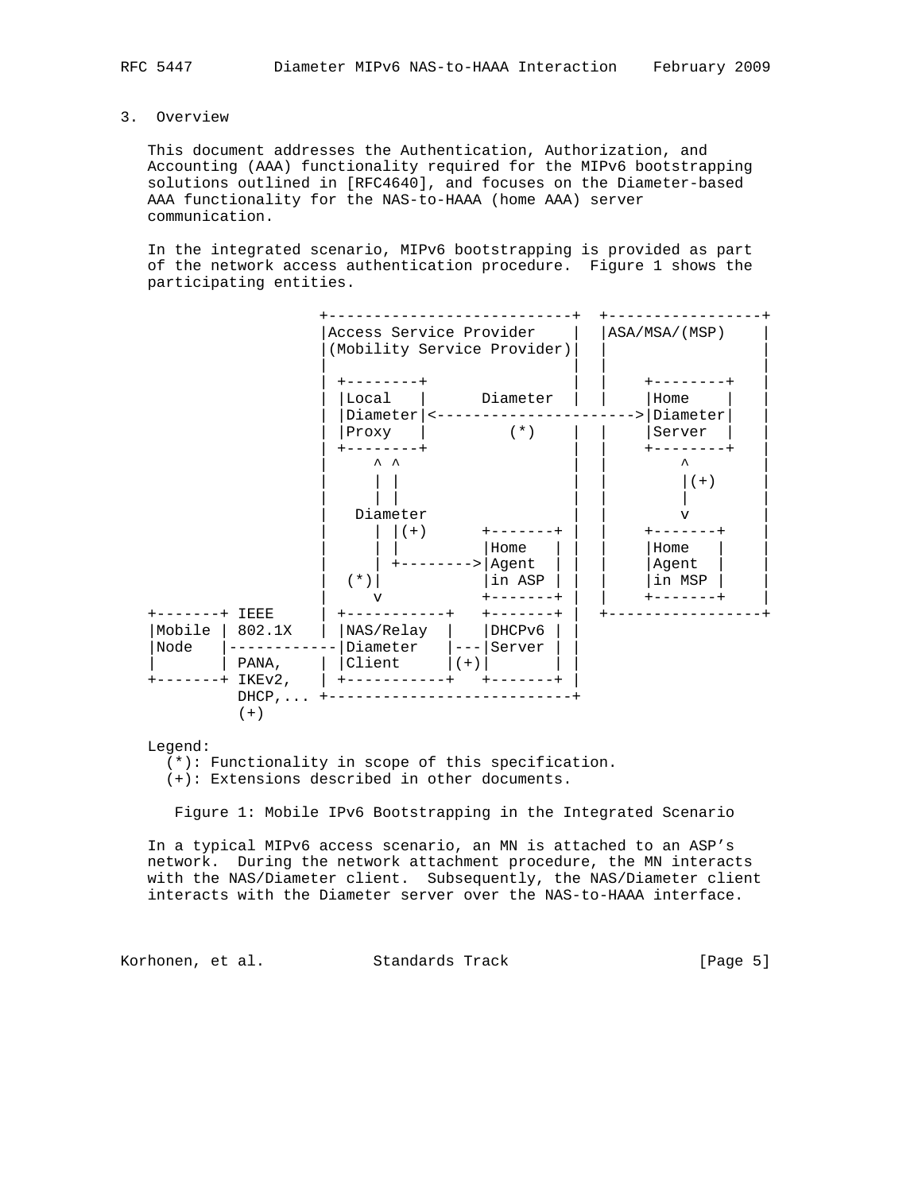## 3. Overview

This document addresses the Authentication, Authorization, and Accounting (AAA) functionality required for the MIPv6 bootstrapping solutions outlined in [RFC4640], and focuses on the Diameter-based AAA functionality for the NAS-to-HAAA (home AAA) server communication.

In the integrated scenario, MIPv6 bootstrapping is provided as part of the network access authentication procedure. Figure 1 shows the participating entities.

```
                   +---------------------------+  +-----------------+
                   |Access Service Provider    |  |ASA/MSA/(MSP)    |
                   |(Mobility Service Provider)|  |                 |
                   |                           |  |                 |
                   | +--------+                |  |    +--------+   |
                   | |Local   |      Diameter  |  |    |Home    |   |
                   | |Diameter|<----------------------->|Diameter|   |
                   | |Proxy   |        (*)     |  |    |Server  |   |
                   | +--------+                |  |    +--------+   |
                   |     ^ ^                   |  |        ^        |
                   |     | |                   |  |        |(+)     |
                   |     | |                   |  |        |        |
                   |   Diameter                |  |        v        |
                   |     | |(+)     +-------+  |  |    +-------+    |
                   |     | |        |Home   |  |  |    |Home   |    |
                   |     | +------->|Agent  |  |  |    |Agent  |    |
                   |  (*)|          |in ASP |  |  |    |in MSP |    |
                   |     v          +-------+  |  |    +-------+    |
+-------+ IEEE     | +-----------+  +-------+  |  +-----------------+
|Mobile | 802.1X   | |NAS/Relay  |  |DHCPv6 |  |
|Node   |------------|Diameter   |--|Server |  |
|       | PANA,    | |Client     |(+)|      |  |
+-------+ IKEv2,   | +-----------+  +-------+  |
          DHCP,... +---------------------------+
          (+)
```

Legend:
(*): Functionality in scope of this specification.
(+): Extensions described in other documents.

Figure 1: Mobile IPv6 Bootstrapping in the Integrated Scenario

In a typical MIPv6 access scenario, an MN is attached to an ASP's network. During the network attachment procedure, the MN interacts with the NAS/Diameter client. Subsequently, the NAS/Diameter client interacts with the Diameter server over the NAS-to-HAAA interface.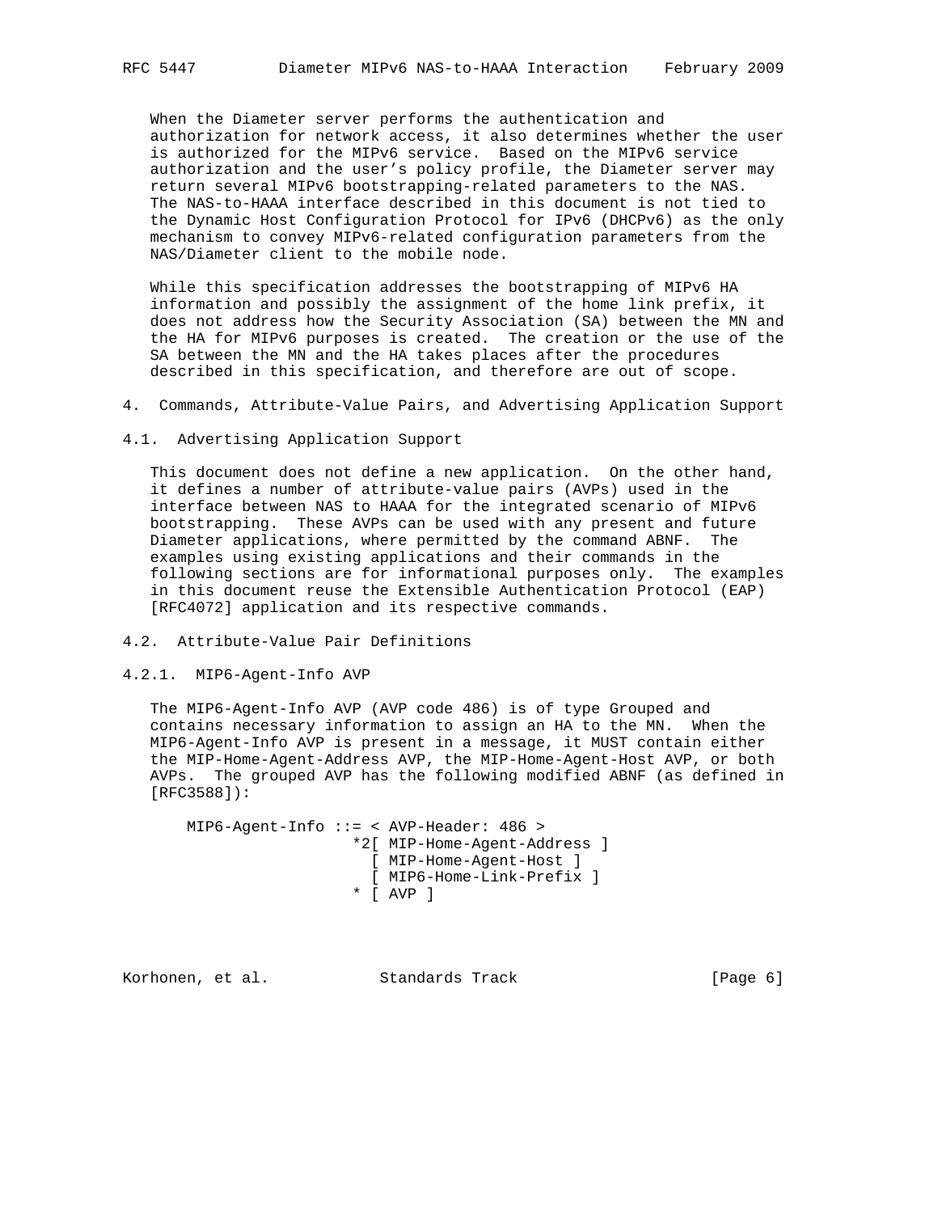When the Diameter server performs the authentication and authorization for network access, it also determines whether the user is authorized for the MIPv6 service. Based on the MIPv6 service authorization and the user's policy profile, the Diameter server may return several MIPv6 bootstrapping-related parameters to the NAS. The NAS-to-HAAA interface described in this document is not tied to the Dynamic Host Configuration Protocol for IPv6 (DHCPv6) as the only mechanism to convey MIPv6-related configuration parameters from the NAS/Diameter client to the mobile node.

While this specification addresses the bootstrapping of MIPv6 HA information and possibly the assignment of the home link prefix, it does not address how the Security Association (SA) between the MN and the HA for MIPv6 purposes is created. The creation or the use of the SA between the MN and the HA takes places after the procedures described in this specification, and therefore are out of scope.

## 4. Commands, Attribute-Value Pairs, and Advertising Application Support

### 4.1. Advertising Application Support

This document does not define a new application. On the other hand, it defines a number of attribute-value pairs (AVPs) used in the interface between NAS to HAAA for the integrated scenario of MIPv6 bootstrapping. These AVPs can be used with any present and future Diameter applications, where permitted by the command ABNF. The examples using existing applications and their commands in the following sections are for informational purposes only. The examples in this document reuse the Extensible Authentication Protocol (EAP) [RFC4072] application and its respective commands.

### 4.2. Attribute-Value Pair Definitions

#### 4.2.1. MIP6-Agent-Info AVP

The MIP6-Agent-Info AVP (AVP code 486) is of type Grouped and contains necessary information to assign an HA to the MN. When the MIP6-Agent-Info AVP is present in a message, it MUST contain either the MIP-Home-Agent-Address AVP, the MIP-Home-Agent-Host AVP, or both AVPs. The grouped AVP has the following modified ABNF (as defined in [RFC3588]):

```
MIP6-Agent-Info ::= < AVP-Header: 486 >
                 *2[ MIP-Home-Agent-Address ]
                   [ MIP-Home-Agent-Host ]
                   [ MIP6-Home-Link-Prefix ]
                 * [ AVP ]
```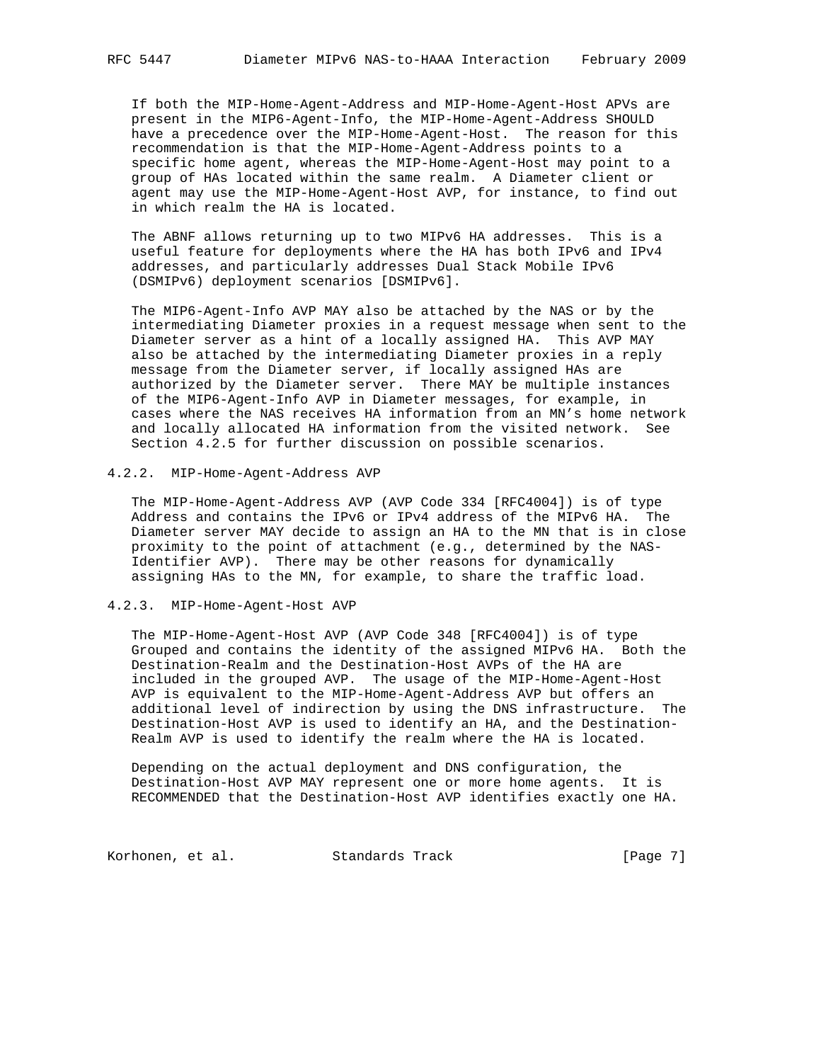If both the MIP-Home-Agent-Address and MIP-Home-Agent-Host APVs are present in the MIP6-Agent-Info, the MIP-Home-Agent-Address SHOULD have a precedence over the MIP-Home-Agent-Host. The reason for this recommendation is that the MIP-Home-Agent-Address points to a specific home agent, whereas the MIP-Home-Agent-Host may point to a group of HAs located within the same realm. A Diameter client or agent may use the MIP-Home-Agent-Host AVP, for instance, to find out in which realm the HA is located.

The ABNF allows returning up to two MIPv6 HA addresses. This is a useful feature for deployments where the HA has both IPv6 and IPv4 addresses, and particularly addresses Dual Stack Mobile IPv6 (DSMIPv6) deployment scenarios [DSMIPv6].

The MIP6-Agent-Info AVP MAY also be attached by the NAS or by the intermediating Diameter proxies in a request message when sent to the Diameter server as a hint of a locally assigned HA. This AVP MAY also be attached by the intermediating Diameter proxies in a reply message from the Diameter server, if locally assigned HAs are authorized by the Diameter server. There MAY be multiple instances of the MIP6-Agent-Info AVP in Diameter messages, for example, in cases where the NAS receives HA information from an MN's home network and locally allocated HA information from the visited network. See Section 4.2.5 for further discussion on possible scenarios.

### 4.2.2. MIP-Home-Agent-Address AVP

The MIP-Home-Agent-Address AVP (AVP Code 334 [RFC4004]) is of type Address and contains the IPv6 or IPv4 address of the MIPv6 HA. The Diameter server MAY decide to assign an HA to the MN that is in close proximity to the point of attachment (e.g., determined by the NAS-Identifier AVP). There may be other reasons for dynamically assigning HAs to the MN, for example, to share the traffic load.

### 4.2.3. MIP-Home-Agent-Host AVP

The MIP-Home-Agent-Host AVP (AVP Code 348 [RFC4004]) is of type Grouped and contains the identity of the assigned MIPv6 HA. Both the Destination-Realm and the Destination-Host AVPs of the HA are included in the grouped AVP. The usage of the MIP-Home-Agent-Host AVP is equivalent to the MIP-Home-Agent-Address AVP but offers an additional level of indirection by using the DNS infrastructure. The Destination-Host AVP is used to identify an HA, and the Destination-Realm AVP is used to identify the realm where the HA is located.

Depending on the actual deployment and DNS configuration, the Destination-Host AVP MAY represent one or more home agents. It is RECOMMENDED that the Destination-Host AVP identifies exactly one HA.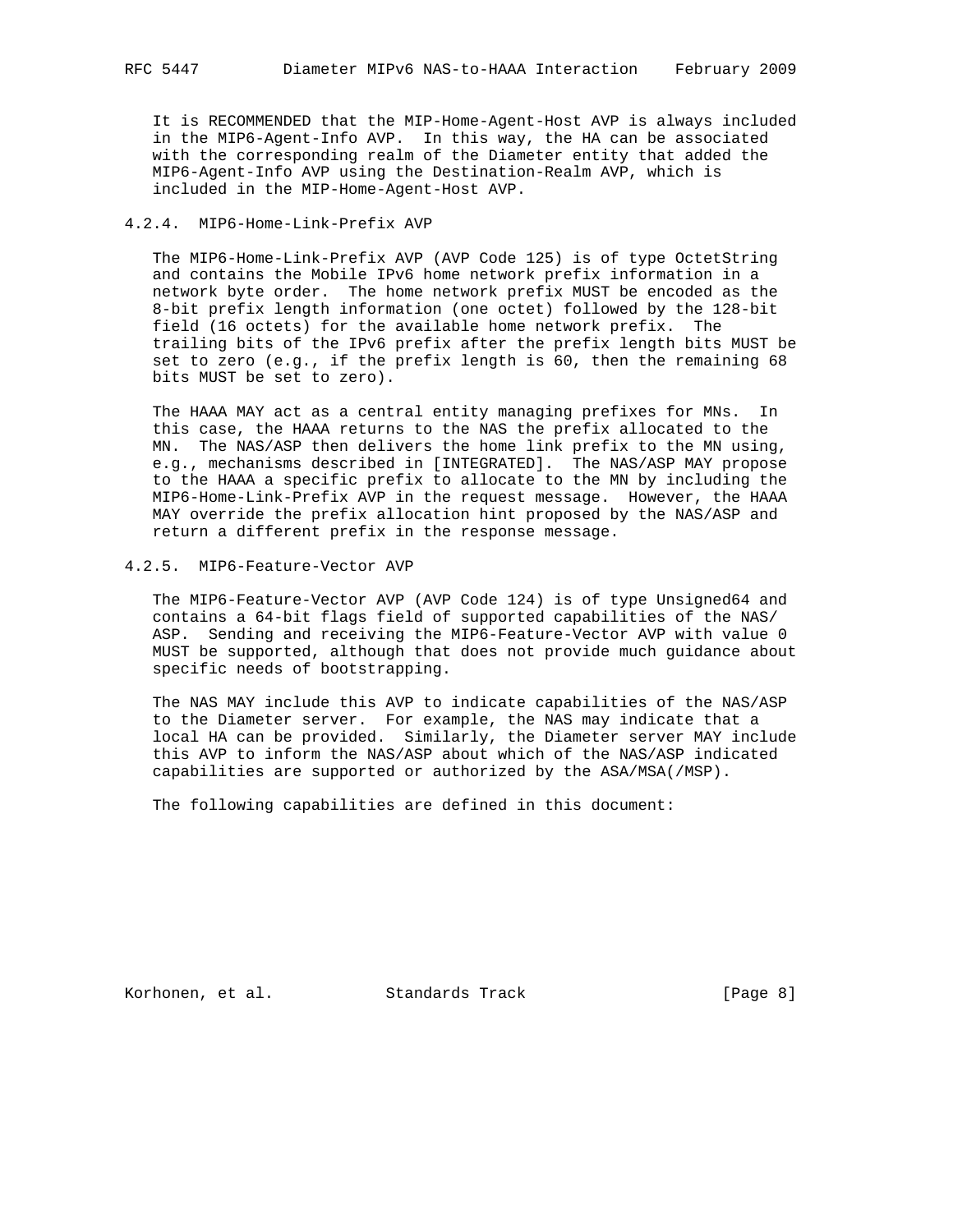It is RECOMMENDED that the MIP-Home-Agent-Host AVP is always included in the MIP6-Agent-Info AVP. In this way, the HA can be associated with the corresponding realm of the Diameter entity that added the MIP6-Agent-Info AVP using the Destination-Realm AVP, which is included in the MIP-Home-Agent-Host AVP.

### 4.2.4. MIP6-Home-Link-Prefix AVP

The MIP6-Home-Link-Prefix AVP (AVP Code 125) is of type OctetString and contains the Mobile IPv6 home network prefix information in a network byte order. The home network prefix MUST be encoded as the 8-bit prefix length information (one octet) followed by the 128-bit field (16 octets) for the available home network prefix. The trailing bits of the IPv6 prefix after the prefix length bits MUST be set to zero (e.g., if the prefix length is 60, then the remaining 68 bits MUST be set to zero).

The HAAA MAY act as a central entity managing prefixes for MNs. In this case, the HAAA returns to the NAS the prefix allocated to the MN. The NAS/ASP then delivers the home link prefix to the MN using, e.g., mechanisms described in [INTEGRATED]. The NAS/ASP MAY propose to the HAAA a specific prefix to allocate to the MN by including the MIP6-Home-Link-Prefix AVP in the request message. However, the HAAA MAY override the prefix allocation hint proposed by the NAS/ASP and return a different prefix in the response message.

### 4.2.5. MIP6-Feature-Vector AVP

The MIP6-Feature-Vector AVP (AVP Code 124) is of type Unsigned64 and contains a 64-bit flags field of supported capabilities of the NAS/ASP. Sending and receiving the MIP6-Feature-Vector AVP with value 0 MUST be supported, although that does not provide much guidance about specific needs of bootstrapping.

The NAS MAY include this AVP to indicate capabilities of the NAS/ASP to the Diameter server. For example, the NAS may indicate that a local HA can be provided. Similarly, the Diameter server MAY include this AVP to inform the NAS/ASP about which of the NAS/ASP indicated capabilities are supported or authorized by the ASA/MSA(/MSP).

The following capabilities are defined in this document: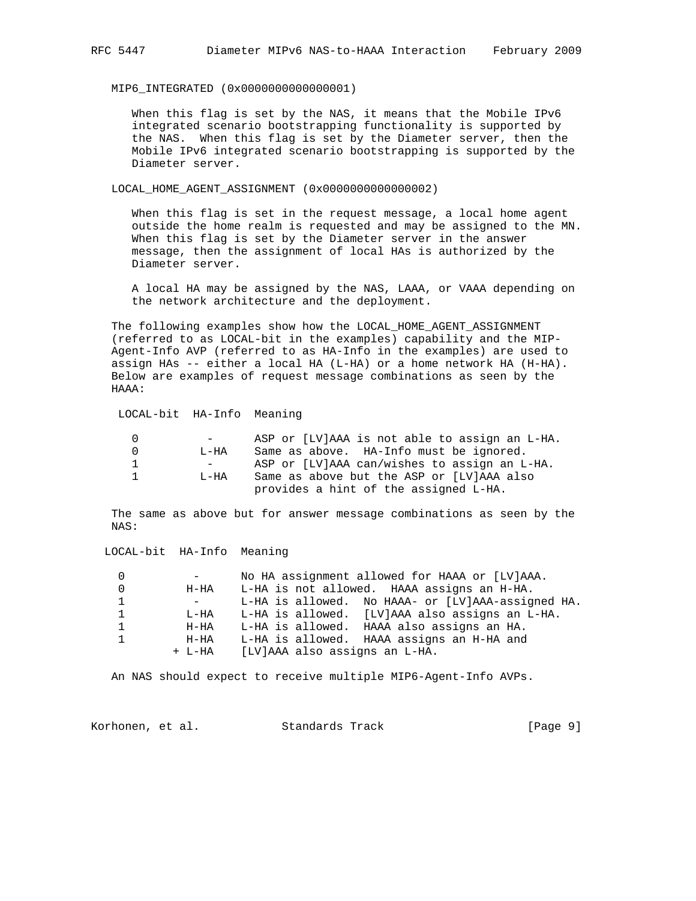MIP6_INTEGRATED (0x0000000000000001)

When this flag is set by the NAS, it means that the Mobile IPv6 integrated scenario bootstrapping functionality is supported by the NAS. When this flag is set by the Diameter server, then the Mobile IPv6 integrated scenario bootstrapping is supported by the Diameter server.

LOCAL_HOME_AGENT_ASSIGNMENT (0x0000000000000002)

When this flag is set in the request message, a local home agent outside the home realm is requested and may be assigned to the MN. When this flag is set by the Diameter server in the answer message, then the assignment of local HAs is authorized by the Diameter server.

A local HA may be assigned by the NAS, LAAA, or VAAA depending on the network architecture and the deployment.

The following examples show how the LOCAL_HOME_AGENT_ASSIGNMENT (referred to as LOCAL-bit in the examples) capability and the MIP-Agent-Info AVP (referred to as HA-Info in the examples) are used to assign HAs -- either a local HA (L-HA) or a home network HA (H-HA). Below are examples of request message combinations as seen by the HAAA:

| LOCAL-bit | HA-Info | Meaning |
|---|---|---|
| 0 | - | ASP or [LV]AAA is not able to assign an L-HA. |
| 0 | L-HA | Same as above. HA-Info must be ignored. |
| 1 | - | ASP or [LV]AAA can/wishes to assign an L-HA. |
| 1 | L-HA | Same as above but the ASP or [LV]AAA also provides a hint of the assigned L-HA. |

The same as above but for answer message combinations as seen by the NAS:

| LOCAL-bit | HA-Info | Meaning |
|---|---|---|
| 0 | - | No HA assignment allowed for HAAA or [LV]AAA. |
| 0 | H-HA | L-HA is not allowed. HAAA assigns an H-HA. |
| 1 | - | L-HA is allowed. No HAAA- or [LV]AAA-assigned HA. |
| 1 | L-HA | L-HA is allowed. [LV]AAA also assigns an L-HA. |
| 1 | H-HA | L-HA is allowed. HAAA also assigns an HA. |
| 1 | H-HA + L-HA | L-HA is allowed. HAAA assigns an H-HA and [LV]AAA also assigns an L-HA. |

An NAS should expect to receive multiple MIP6-Agent-Info AVPs.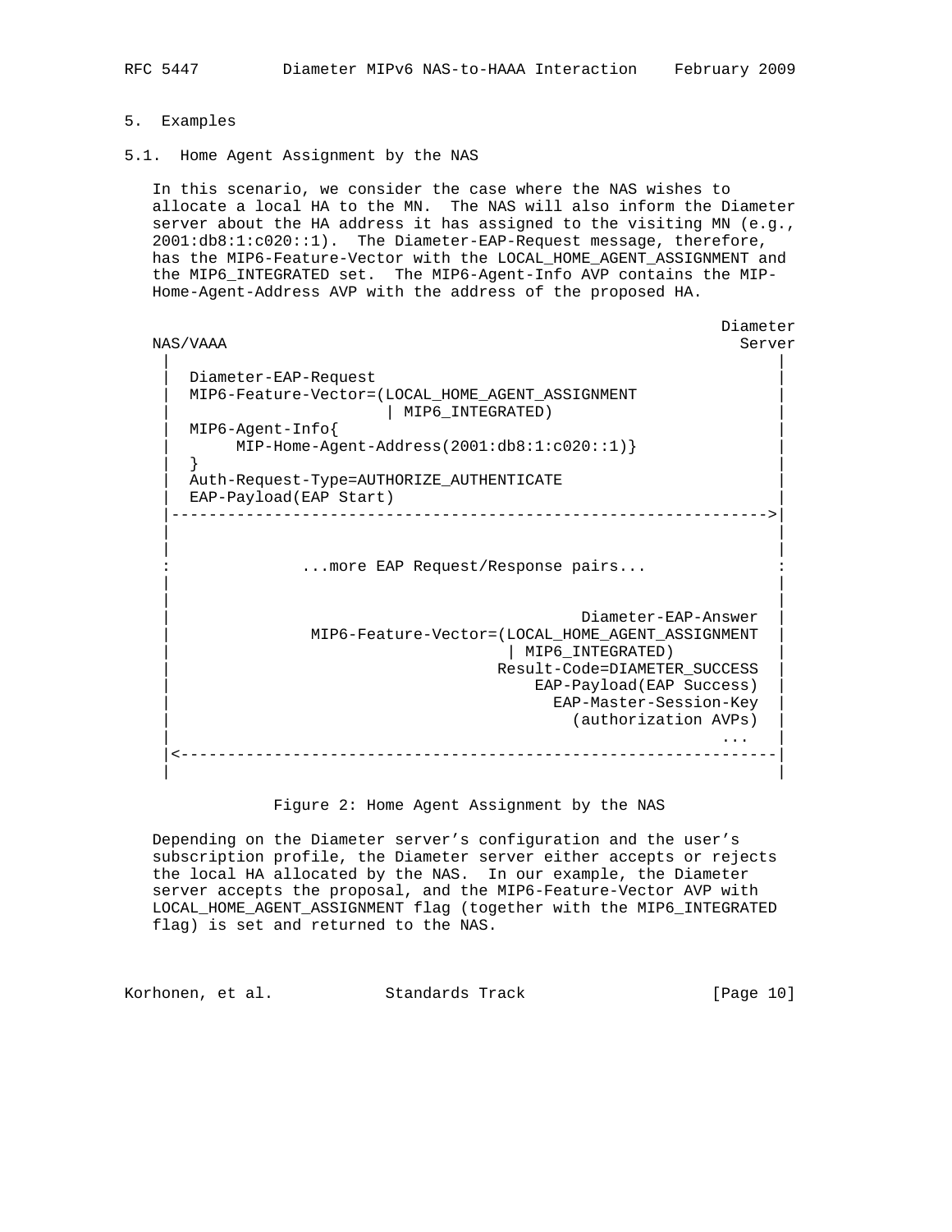## 5. Examples

### 5.1. Home Agent Assignment by the NAS

In this scenario, we consider the case where the NAS wishes to allocate a local HA to the MN. The NAS will also inform the Diameter server about the HA address it has assigned to the visiting MN (e.g., 2001:db8:1:c020::1). The Diameter-EAP-Request message, therefore, has the MIP6-Feature-Vector with the LOCAL_HOME_AGENT_ASSIGNMENT and the MIP6_INTEGRATED set. The MIP6-Agent-Info AVP contains the MIP-Home-Agent-Address AVP with the address of the proposed HA.

```
                                                               Diameter
NAS/VAAA                                                         Server
  |                                                                 |
  |   Diameter-EAP-Request                                          |
  |   MIP6-Feature-Vector=(LOCAL_HOME_AGENT_ASSIGNMENT              |
  |                      | MIP6_INTEGRATED)                         |
  |   MIP6-Agent-Info{                                              |
  |        MIP-Home-Agent-Address(2001:db8:1:c020::1)}              |
  |   }                                                             |
  |   Auth-Request-Type=AUTHORIZE_AUTHENTICATE                      |
  |   EAP-Payload(EAP Start)                                        |
  |---------------------------------------------------------------->|
  |                                                                 |
  |                                                                 |
  :              ...more EAP Request/Response pairs...              :
  |                                                                 |
  |                                                                 |
  |                                           Diameter-EAP-Answer   |
  |             MIP6-Feature-Vector=(LOCAL_HOME_AGENT_ASSIGNMENT    |
  |                                | MIP6_INTEGRATED)               |
  |                               Result-Code=DIAMETER_SUCCESS      |
  |                                   EAP-Payload(EAP Success)      |
  |                                     EAP-Master-Session-Key      |
  |                                       (authorization AVPs)      |
  |                                                        ...      |
  |<----------------------------------------------------------------|
  |                                                                 |
```

Figure 2: Home Agent Assignment by the NAS

Depending on the Diameter server's configuration and the user's subscription profile, the Diameter server either accepts or rejects the local HA allocated by the NAS. In our example, the Diameter server accepts the proposal, and the MIP6-Feature-Vector AVP with LOCAL_HOME_AGENT_ASSIGNMENT flag (together with the MIP6_INTEGRATED flag) is set and returned to the NAS.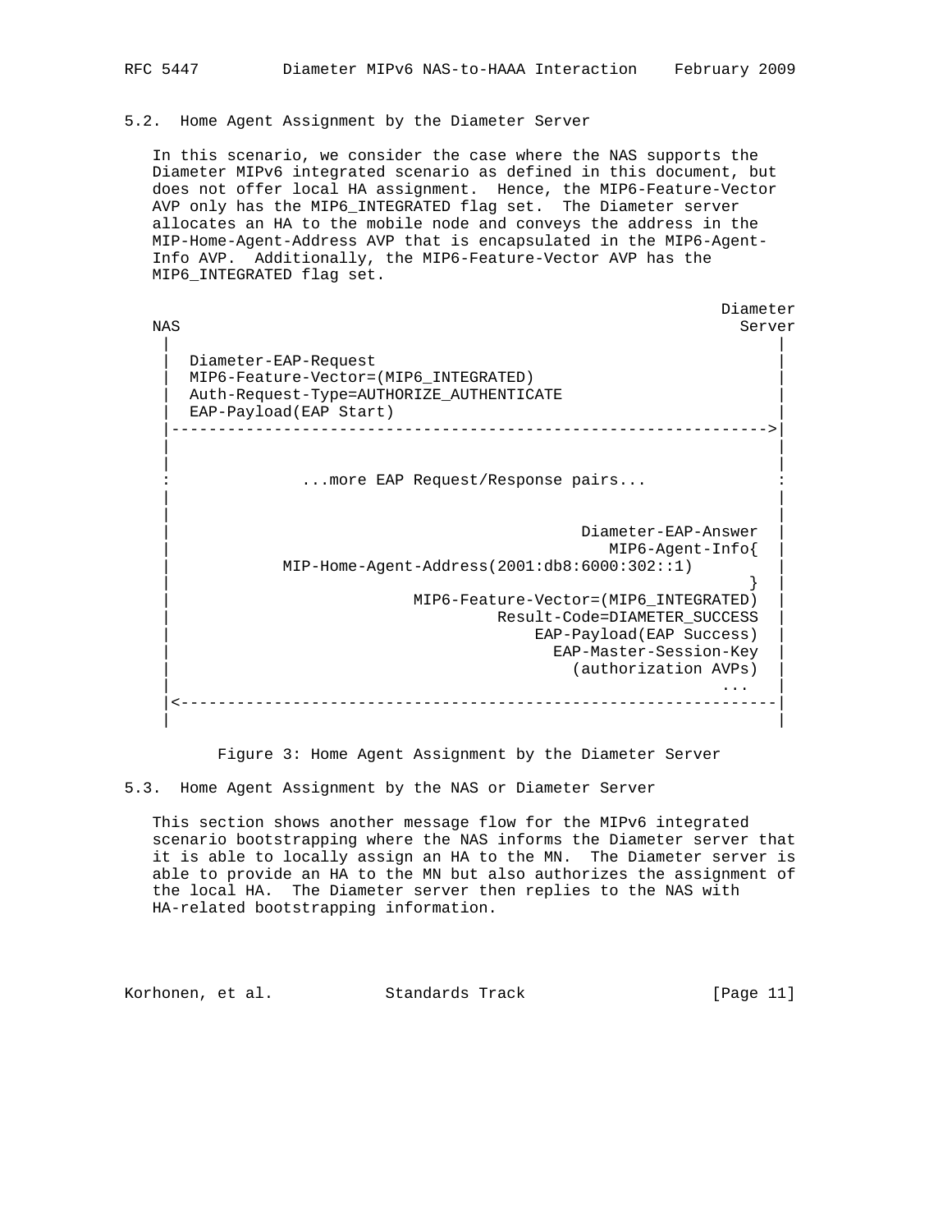### 5.2. Home Agent Assignment by the Diameter Server

In this scenario, we consider the case where the NAS supports the Diameter MIPv6 integrated scenario as defined in this document, but does not offer local HA assignment. Hence, the MIP6-Feature-Vector AVP only has the MIP6_INTEGRATED flag set. The Diameter server allocates an HA to the mobile node and conveys the address in the MIP-Home-Agent-Address AVP that is encapsulated in the MIP6-Agent-Info AVP. Additionally, the MIP6-Feature-Vector AVP has the MIP6_INTEGRATED flag set.

```
                                                             Diameter
NAS                                                            Server
 |                                                                |
 |  Diameter-EAP-Request                                          |
 |  MIP6-Feature-Vector=(MIP6_INTEGRATED)                         |
 |  Auth-Request-Type=AUTHORIZE_AUTHENTICATE                      |
 |  EAP-Payload(EAP Start)                                        |
 |--------------------------------------------------------------->|
 |                                                                |
 |                                                                |
 :              ...more EAP Request/Response pairs...             :
 |                                                                |
 |                                                                |
 |                                            Diameter-EAP-Answer |
 |                                               MIP6-Agent-Info{ |
 |            MIP-Home-Agent-Address(2001:db8:6000:302::1)        |
 |                                                              } |
 |                         MIP6-Feature-Vector=(MIP6_INTEGRATED)  |
 |                                  Result-Code=DIAMETER_SUCCESS  |
 |                                        EAP-Payload(EAP Success) |
 |                                          EAP-Master-Session-Key |
 |                                            (authorization AVPs) |
 |                                                             ... |
 |<---------------------------------------------------------------|
 |                                                                |
```

Figure 3: Home Agent Assignment by the Diameter Server

### 5.3. Home Agent Assignment by the NAS or Diameter Server

This section shows another message flow for the MIPv6 integrated scenario bootstrapping where the NAS informs the Diameter server that it is able to locally assign an HA to the MN. The Diameter server is able to provide an HA to the MN but also authorizes the assignment of the local HA. The Diameter server then replies to the NAS with HA-related bootstrapping information.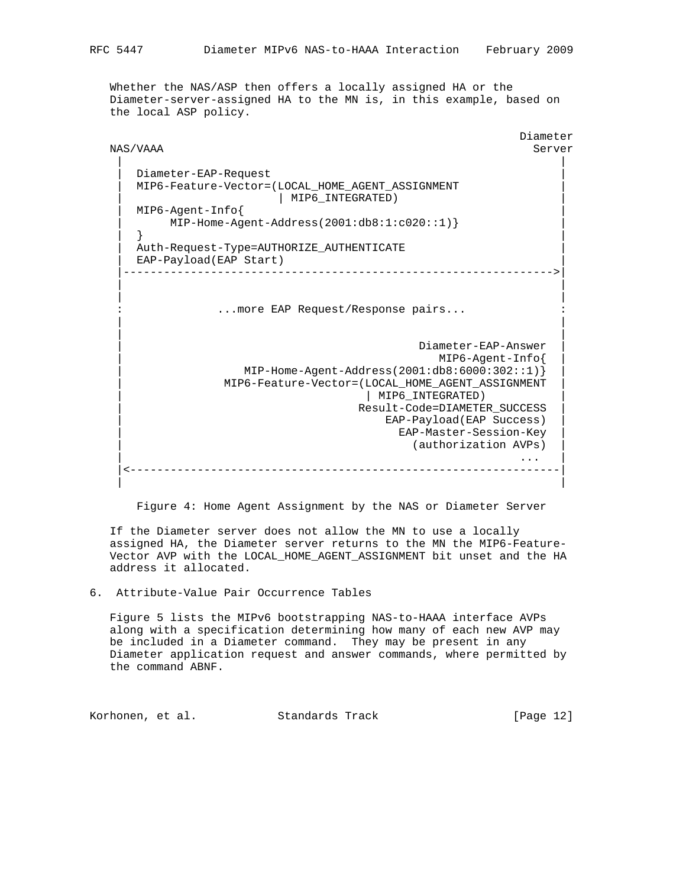Whether the NAS/ASP then offers a locally assigned HA or the Diameter-server-assigned HA to the MN is, in this example, based on the local ASP policy.

```
                                                              Diameter
   NAS/VAAA                                                     Server
     |                                                               |
     |  Diameter-EAP-Request                                         |
     |  MIP6-Feature-Vector=(LOCAL_HOME_AGENT_ASSIGNMENT             |
     |                      | MIP6_INTEGRATED)                       |
     |  MIP6-Agent-Info{                                             |
     |       MIP-Home-Agent-Address(2001:db8:1:c020::1)}             |
     |  }                                                            |
     |  Auth-Request-Type=AUTHORIZE_AUTHENTICATE                     |
     |  EAP-Payload(EAP Start)                                       |
     |-------------------------------------------------------------->|
     |                                                               |
     |                                                               |
     :              ...more EAP Request/Response pairs...            :
     |                                                               |
     |                                                               |
     |                                           Diameter-EAP-Answer |
     |                                              MIP6-Agent-Info{ |
     |                 MIP-Home-Agent-Address(2001:db8:6000:302::1)} |
     |              MIP6-Feature-Vector=(LOCAL_HOME_AGENT_ASSIGNMENT |
     |                                     | MIP6_INTEGRATED)        |
     |                                   Result-Code=DIAMETER_SUCCESS |
     |                                       EAP-Payload(EAP Success) |
     |                                         EAP-Master-Session-Key |
     |                                           (authorization AVPs) |
     |                                                           ...  |
     |<--------------------------------------------------------------|
     |                                                               |
```

Figure 4: Home Agent Assignment by the NAS or Diameter Server

If the Diameter server does not allow the MN to use a locally assigned HA, the Diameter server returns to the MN the MIP6-Feature-Vector AVP with the LOCAL_HOME_AGENT_ASSIGNMENT bit unset and the HA address it allocated.

## 6. Attribute-Value Pair Occurrence Tables

Figure 5 lists the MIPv6 bootstrapping NAS-to-HAAA interface AVPs along with a specification determining how many of each new AVP may be included in a Diameter command. They may be present in any Diameter application request and answer commands, where permitted by the command ABNF.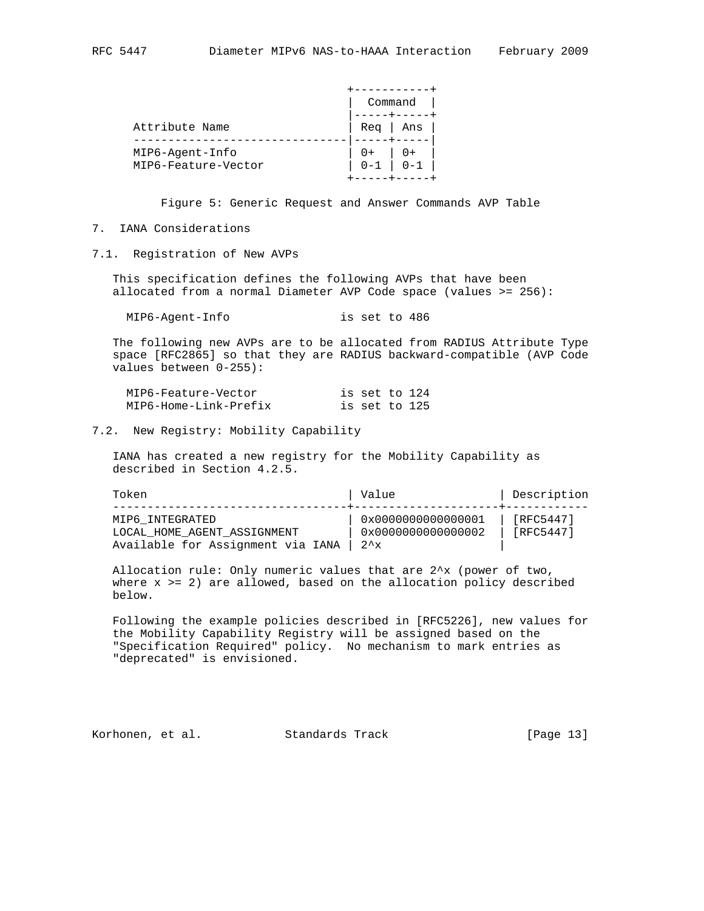| Attribute Name | Command Req | Command Ans |
|---|---|---|
| MIP6-Agent-Info | 0+ | 0+ |
| MIP6-Feature-Vector | 0-1 | 0-1 |

Figure 5: Generic Request and Answer Commands AVP Table

## 7. IANA Considerations

### 7.1. Registration of New AVPs

This specification defines the following AVPs that have been allocated from a normal Diameter AVP Code space (values >= 256):

```
MIP6-Agent-Info               is set to 486
```

The following new AVPs are to be allocated from RADIUS Attribute Type space [RFC2865] so that they are RADIUS backward-compatible (AVP Code values between 0-255):

```
MIP6-Feature-Vector           is set to 124
MIP6-Home-Link-Prefix         is set to 125
```

### 7.2. New Registry: Mobility Capability

IANA has created a new registry for the Mobility Capability as described in Section 4.2.5.

| Token | Value | Description |
|---|---|---|
| MIP6_INTEGRATED | 0x0000000000000001 | [RFC5447] |
| LOCAL_HOME_AGENT_ASSIGNMENT | 0x0000000000000002 | [RFC5447] |
| Available for Assignment via IANA | 2^x | |

Allocation rule: Only numeric values that are 2^x (power of two, where x >= 2) are allowed, based on the allocation policy described below.

Following the example policies described in [RFC5226], new values for the Mobility Capability Registry will be assigned based on the "Specification Required" policy. No mechanism to mark entries as "deprecated" is envisioned.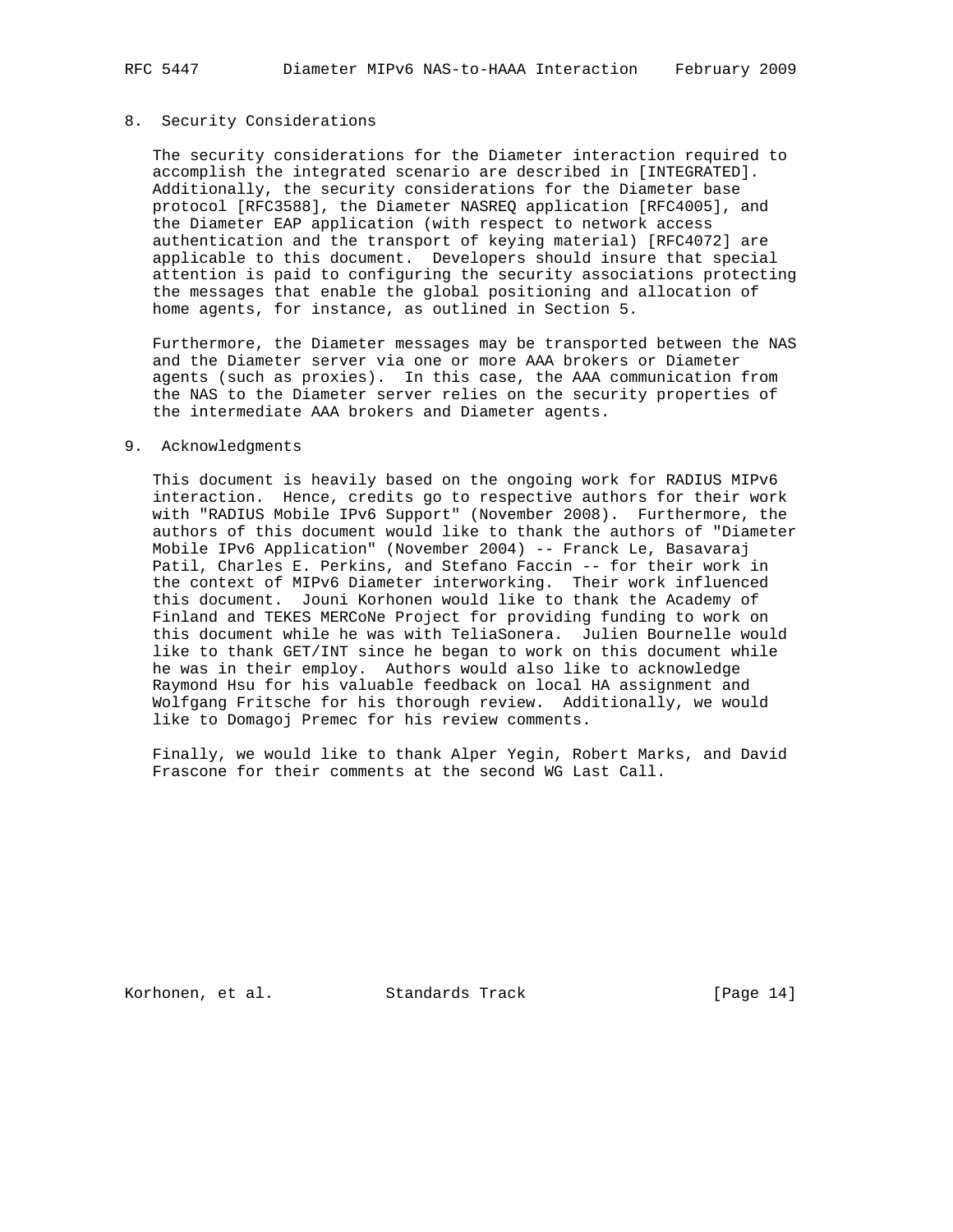## 8. Security Considerations

The security considerations for the Diameter interaction required to accomplish the integrated scenario are described in [INTEGRATED]. Additionally, the security considerations for the Diameter base protocol [RFC3588], the Diameter NASREQ application [RFC4005], and the Diameter EAP application (with respect to network access authentication and the transport of keying material) [RFC4072] are applicable to this document. Developers should insure that special attention is paid to configuring the security associations protecting the messages that enable the global positioning and allocation of home agents, for instance, as outlined in Section 5.

Furthermore, the Diameter messages may be transported between the NAS and the Diameter server via one or more AAA brokers or Diameter agents (such as proxies). In this case, the AAA communication from the NAS to the Diameter server relies on the security properties of the intermediate AAA brokers and Diameter agents.

## 9. Acknowledgments

This document is heavily based on the ongoing work for RADIUS MIPv6 interaction. Hence, credits go to respective authors for their work with "RADIUS Mobile IPv6 Support" (November 2008). Furthermore, the authors of this document would like to thank the authors of "Diameter Mobile IPv6 Application" (November 2004) -- Franck Le, Basavaraj Patil, Charles E. Perkins, and Stefano Faccin -- for their work in the context of MIPv6 Diameter interworking. Their work influenced this document. Jouni Korhonen would like to thank the Academy of Finland and TEKES MERCoNe Project for providing funding to work on this document while he was with TeliaSonera. Julien Bournelle would like to thank GET/INT since he began to work on this document while he was in their employ. Authors would also like to acknowledge Raymond Hsu for his valuable feedback on local HA assignment and Wolfgang Fritsche for his thorough review. Additionally, we would like to Domagoj Premec for his review comments.

Finally, we would like to thank Alper Yegin, Robert Marks, and David Frascone for their comments at the second WG Last Call.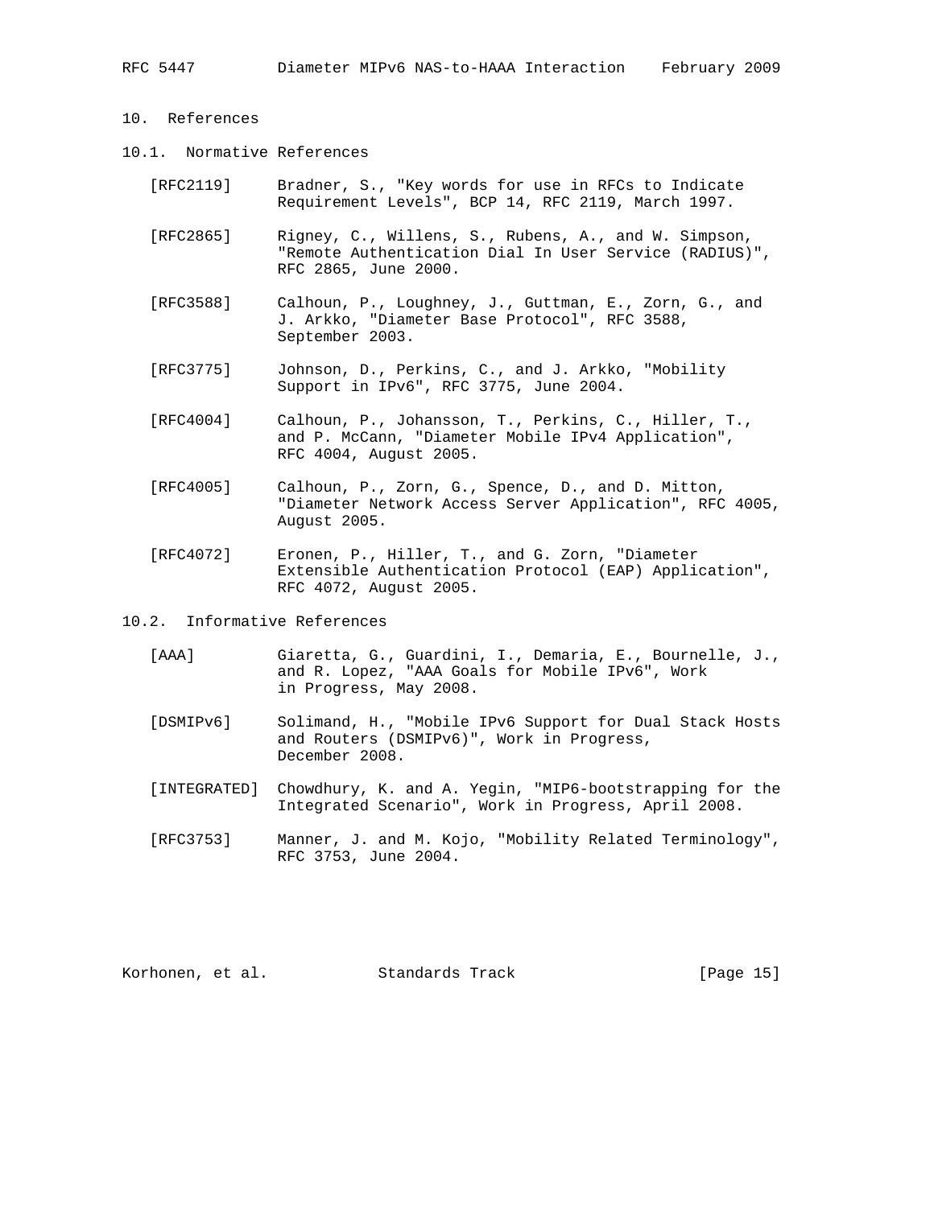# 10. References

## 10.1. Normative References

[RFC2119] Bradner, S., "Key words for use in RFCs to Indicate Requirement Levels", BCP 14, RFC 2119, March 1997.

[RFC2865] Rigney, C., Willens, S., Rubens, A., and W. Simpson, "Remote Authentication Dial In User Service (RADIUS)", RFC 2865, June 2000.

[RFC3588] Calhoun, P., Loughney, J., Guttman, E., Zorn, G., and J. Arkko, "Diameter Base Protocol", RFC 3588, September 2003.

[RFC3775] Johnson, D., Perkins, C., and J. Arkko, "Mobility Support in IPv6", RFC 3775, June 2004.

[RFC4004] Calhoun, P., Johansson, T., Perkins, C., Hiller, T., and P. McCann, "Diameter Mobile IPv4 Application", RFC 4004, August 2005.

[RFC4005] Calhoun, P., Zorn, G., Spence, D., and D. Mitton, "Diameter Network Access Server Application", RFC 4005, August 2005.

[RFC4072] Eronen, P., Hiller, T., and G. Zorn, "Diameter Extensible Authentication Protocol (EAP) Application", RFC 4072, August 2005.

## 10.2. Informative References

[AAA] Giaretta, G., Guardini, I., Demaria, E., Bournelle, J., and R. Lopez, "AAA Goals for Mobile IPv6", Work in Progress, May 2008.

[DSMIPv6] Solimand, H., "Mobile IPv6 Support for Dual Stack Hosts and Routers (DSMIPv6)", Work in Progress, December 2008.

[INTEGRATED] Chowdhury, K. and A. Yegin, "MIP6-bootstrapping for the Integrated Scenario", Work in Progress, April 2008.

[RFC3753] Manner, J. and M. Kojo, "Mobility Related Terminology", RFC 3753, June 2004.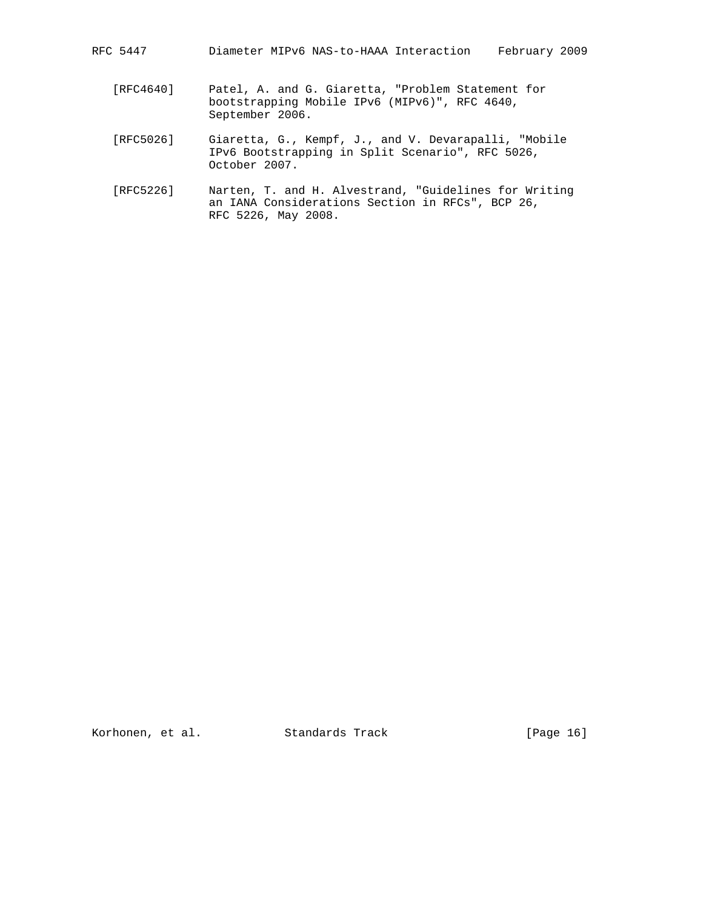[RFC4640] Patel, A. and G. Giaretta, "Problem Statement for bootstrapping Mobile IPv6 (MIPv6)", RFC 4640, September 2006.

[RFC5026] Giaretta, G., Kempf, J., and V. Devarapalli, "Mobile IPv6 Bootstrapping in Split Scenario", RFC 5026, October 2007.

[RFC5226] Narten, T. and H. Alvestrand, "Guidelines for Writing an IANA Considerations Section in RFCs", BCP 26, RFC 5226, May 2008.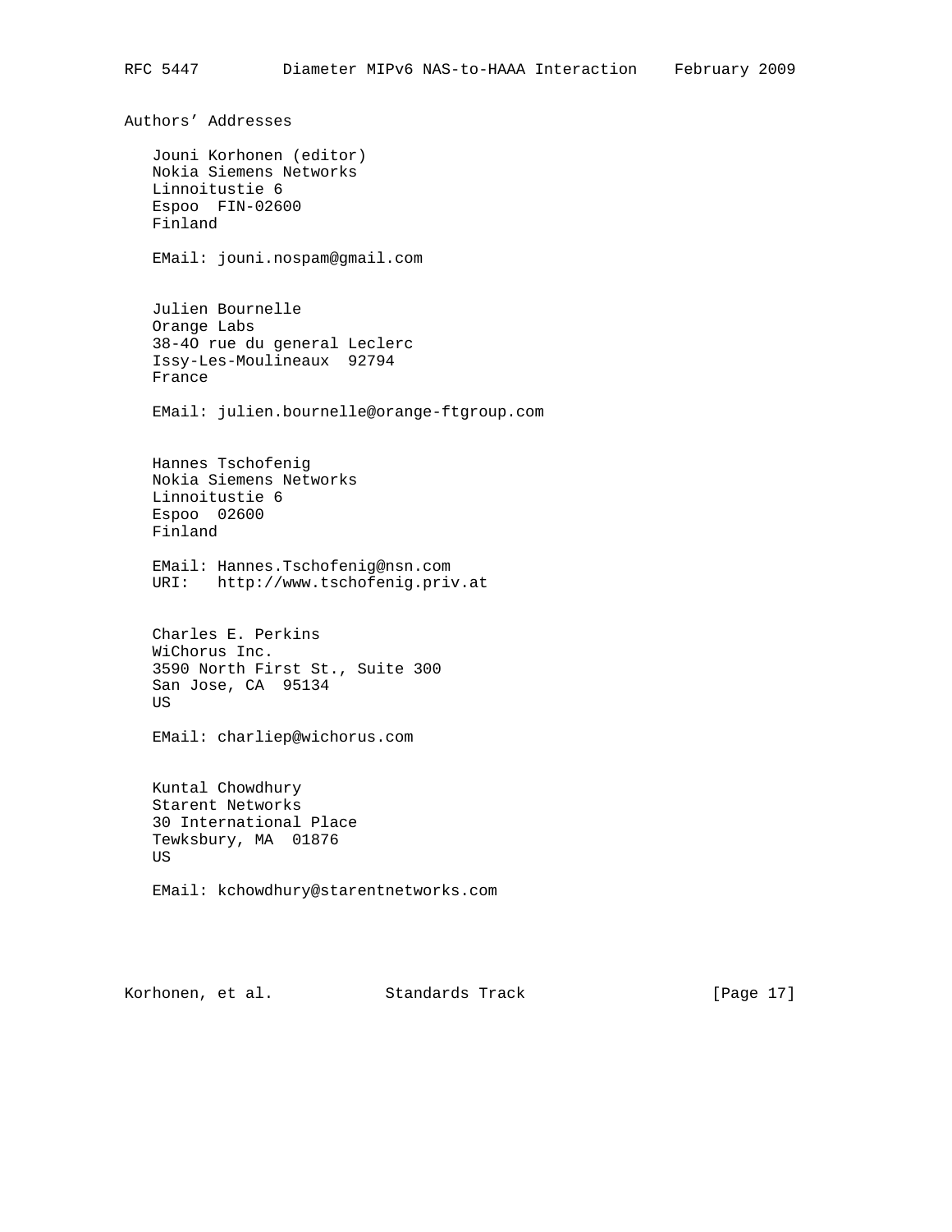# Authors' Addresses

Jouni Korhonen (editor)
Nokia Siemens Networks
Linnoitustie 6
Espoo FIN-02600
Finland

EMail: jouni.nospam@gmail.com

Julien Bournelle
Orange Labs
38-4O rue du general Leclerc
Issy-Les-Moulineaux 92794
France

EMail: julien.bournelle@orange-ftgroup.com

Hannes Tschofenig
Nokia Siemens Networks
Linnoitustie 6
Espoo 02600
Finland

EMail: Hannes.Tschofenig@nsn.com
URI: http://www.tschofenig.priv.at

Charles E. Perkins
WiChorus Inc.
3590 North First St., Suite 300
San Jose, CA 95134
US

EMail: charliep@wichorus.com

Kuntal Chowdhury
Starent Networks
30 International Place
Tewksbury, MA 01876
US

EMail: kchowdhury@starentnetworks.com